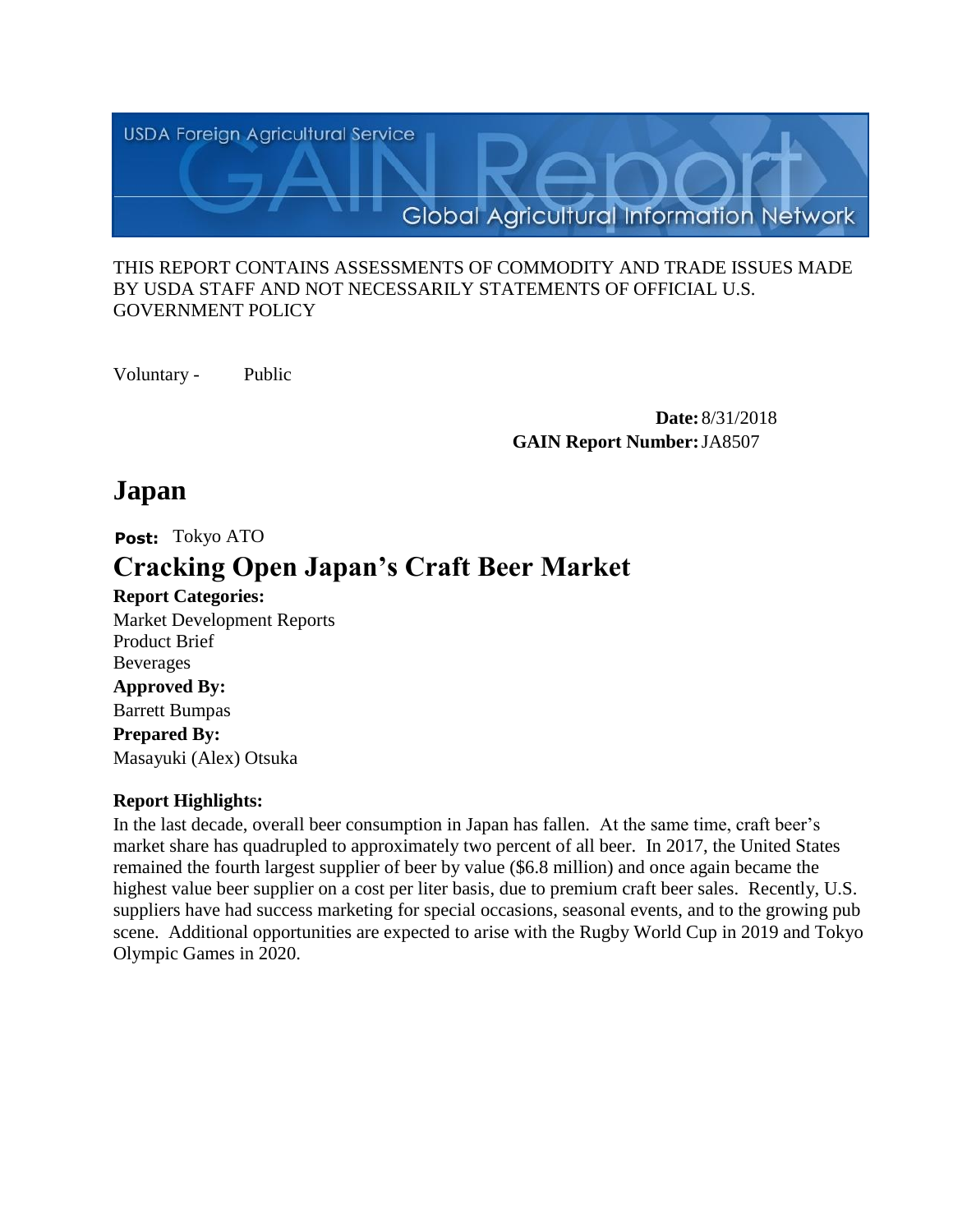USDA Foreign Agricultural Service

GAIN Report

Global Agricultural Information Network

THIS REPORT CONTAINS ASSESSMENTS OF COMMODITY AND TRADE ISSUES MADE BY USDA STAFF AND NOT NECESSARILY STATEMENTS OF OFFICIAL U.S. GOVERNMENT POLICY

Voluntary - Public

**Date:** 8/31/2018

**GAIN Report Number:** JA8507

# Japan

**Post:** Tokyo ATO

# Cracking Open Japan's Craft Beer Market

**Report Categories:**

Market Development Reports
Product Brief
Beverages

**Approved By:**

Barrett Bumpas

**Prepared By:**

Masayuki (Alex) Otsuka

**Report Highlights:**

In the last decade, overall beer consumption in Japan has fallen. At the same time, craft beer's market share has quadrupled to approximately two percent of all beer. In 2017, the United States remained the fourth largest supplier of beer by value ($6.8 million) and once again became the highest value beer supplier on a cost per liter basis, due to premium craft beer sales. Recently, U.S. suppliers have had success marketing for special occasions, seasonal events, and to the growing pub scene. Additional opportunities are expected to arise with the Rugby World Cup in 2019 and Tokyo Olympic Games in 2020.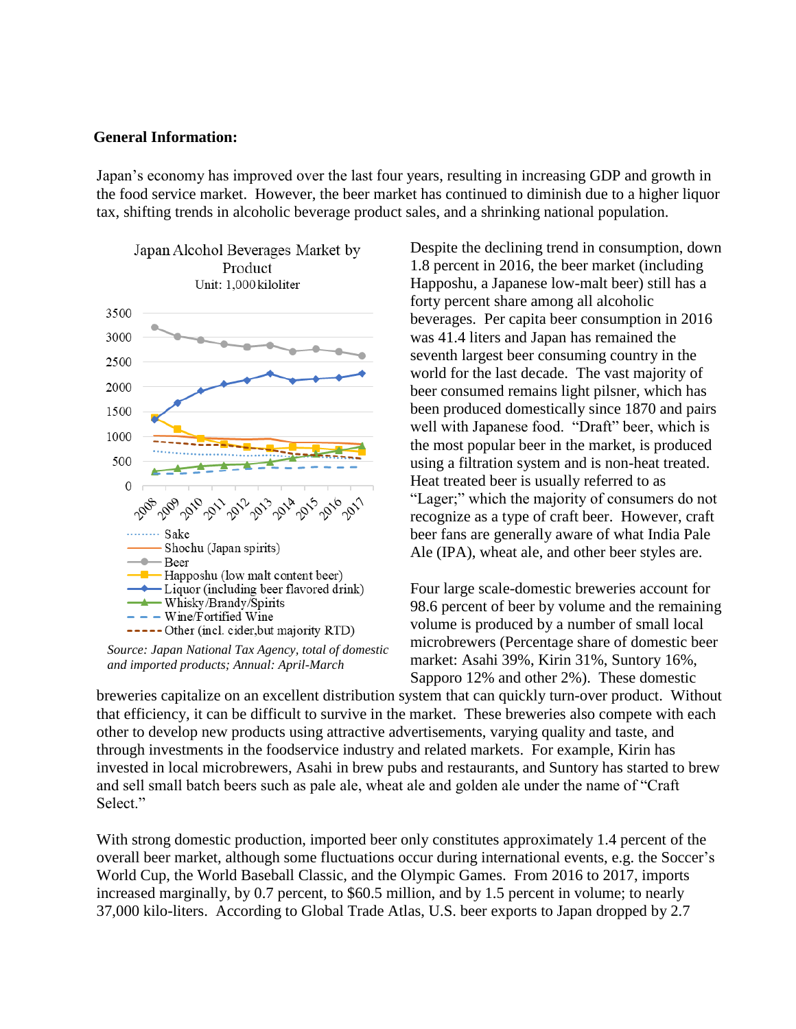**General Information:**

Japan's economy has improved over the last four years, resulting in increasing GDP and growth in the food service market. However, the beer market has continued to diminish due to a higher liquor tax, shifting trends in alcoholic beverage product sales, and a shrinking national population.

Japan Alcohol Beverages Market by Product
Unit: 1,000 kiloliter

*Source: Japan National Tax Agency, total of domestic and imported products; Annual: April-March*

Despite the declining trend in consumption, down 1.8 percent in 2016, the beer market (including Happoshu, a Japanese low-malt beer) still has a forty percent share among all alcoholic beverages. Per capita beer consumption in 2016 was 41.4 liters and Japan has remained the seventh largest beer consuming country in the world for the last decade. The vast majority of beer consumed remains light pilsner, which has been produced domestically since 1870 and pairs well with Japanese food. "Draft" beer, which is the most popular beer in the market, is produced using a filtration system and is non-heat treated. Heat treated beer is usually referred to as "Lager;" which the majority of consumers do not recognize as a type of craft beer. However, craft beer fans are generally aware of what India Pale Ale (IPA), wheat ale, and other beer styles are.

Four large scale-domestic breweries account for 98.6 percent of beer by volume and the remaining volume is produced by a number of small local microbrewers (Percentage share of domestic beer market: Asahi 39%, Kirin 31%, Suntory 16%, Sapporo 12% and other 2%). These domestic breweries capitalize on an excellent distribution system that can quickly turn-over product. Without that efficiency, it can be difficult to survive in the market. These breweries also compete with each other to develop new products using attractive advertisements, varying quality and taste, and through investments in the foodservice industry and related markets. For example, Kirin has invested in local microbrewers, Asahi in brew pubs and restaurants, and Suntory has started to brew and sell small batch beers such as pale ale, wheat ale and golden ale under the name of "Craft Select."

With strong domestic production, imported beer only constitutes approximately 1.4 percent of the overall beer market, although some fluctuations occur during international events, e.g. the Soccer's World Cup, the World Baseball Classic, and the Olympic Games. From 2016 to 2017, imports increased marginally, by 0.7 percent, to $60.5 million, and by 1.5 percent in volume; to nearly 37,000 kilo-liters. According to Global Trade Atlas, U.S. beer exports to Japan dropped by 2.7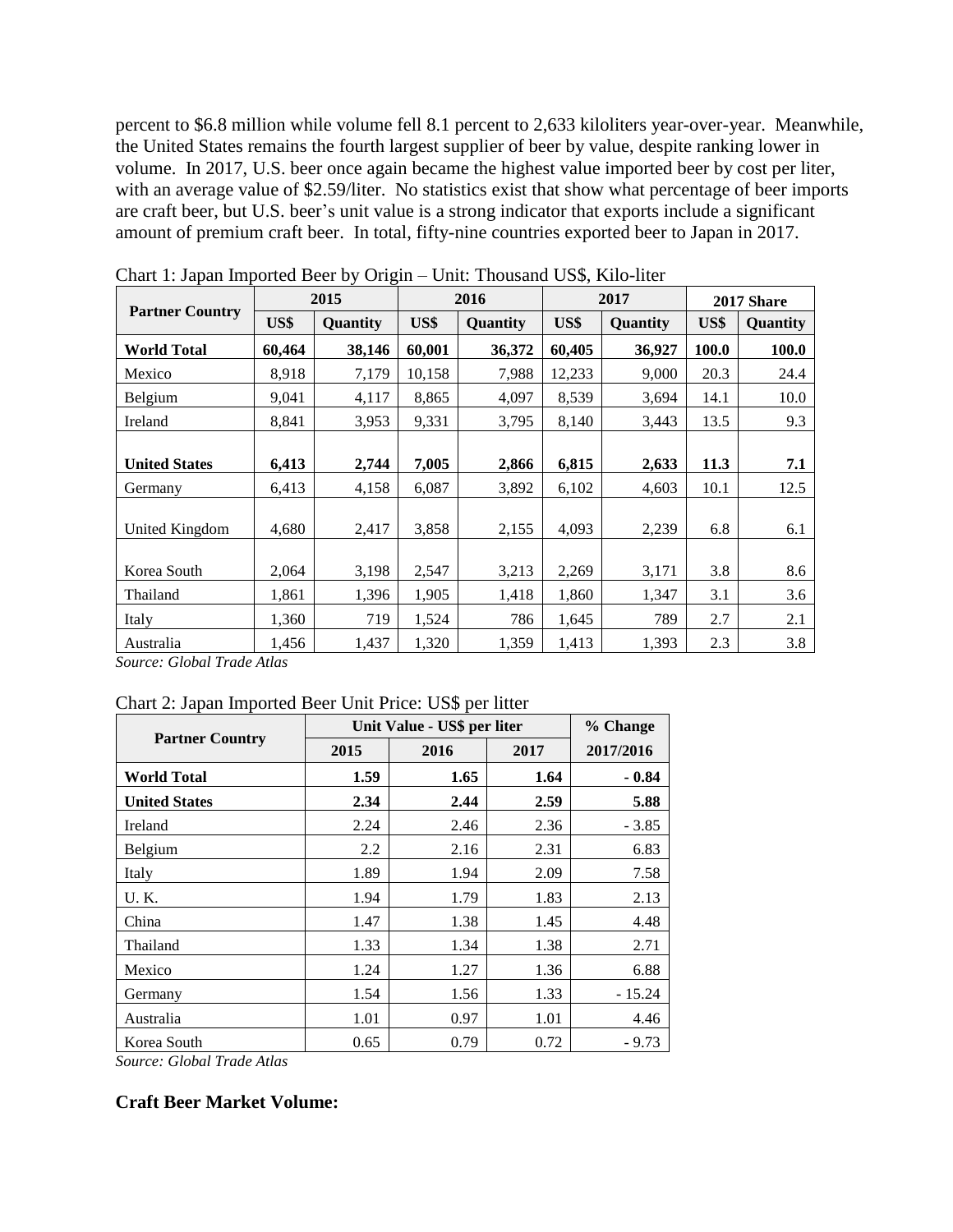percent to $6.8 million while volume fell 8.1 percent to 2,633 kiloliters year-over-year. Meanwhile, the United States remains the fourth largest supplier of beer by value, despite ranking lower in volume. In 2017, U.S. beer once again became the highest value imported beer by cost per liter, with an average value of $2.59/liter. No statistics exist that show what percentage of beer imports are craft beer, but U.S. beer's unit value is a strong indicator that exports include a significant amount of premium craft beer. In total, fifty-nine countries exported beer to Japan in 2017.

Chart 1: Japan Imported Beer by Origin – Unit: Thousand US$, Kilo-liter

| Partner Country | 2015 | | 2016 | | 2017 | | 2017 Share | |
|---|---|---|---|---|---|---|---|---|
| | US$ | Quantity | US$ | Quantity | US$ | Quantity | US$ | Quantity |
| **World Total** | **60,464** | **38,146** | **60,001** | **36,372** | **60,405** | **36,927** | **100.0** | **100.0** |
| Mexico | 8,918 | 7,179 | 10,158 | 7,988 | 12,233 | 9,000 | 20.3 | 24.4 |
| Belgium | 9,041 | 4,117 | 8,865 | 4,097 | 8,539 | 3,694 | 14.1 | 10.0 |
| Ireland | 8,841 | 3,953 | 9,331 | 3,795 | 8,140 | 3,443 | 13.5 | 9.3 |
| **United States** | **6,413** | **2,744** | **7,005** | **2,866** | **6,815** | **2,633** | **11.3** | **7.1** |
| Germany | 6,413 | 4,158 | 6,087 | 3,892 | 6,102 | 4,603 | 10.1 | 12.5 |
| United Kingdom | 4,680 | 2,417 | 3,858 | 2,155 | 4,093 | 2,239 | 6.8 | 6.1 |
| Korea South | 2,064 | 3,198 | 2,547 | 3,213 | 2,269 | 3,171 | 3.8 | 8.6 |
| Thailand | 1,861 | 1,396 | 1,905 | 1,418 | 1,860 | 1,347 | 3.1 | 3.6 |
| Italy | 1,360 | 719 | 1,524 | 786 | 1,645 | 789 | 2.7 | 2.1 |
| Australia | 1,456 | 1,437 | 1,320 | 1,359 | 1,413 | 1,393 | 2.3 | 3.8 |

*Source: Global Trade Atlas*

Chart 2: Japan Imported Beer Unit Price: US$ per litter

| Partner Country | Unit Value - US$ per liter | | | % Change |
|---|---|---|---|---|
| | 2015 | 2016 | 2017 | 2017/2016 |
| **World Total** | **1.59** | **1.65** | **1.64** | **- 0.84** |
| **United States** | **2.34** | **2.44** | **2.59** | **5.88** |
| Ireland | 2.24 | 2.46 | 2.36 | - 3.85 |
| Belgium | 2.2 | 2.16 | 2.31 | 6.83 |
| Italy | 1.89 | 1.94 | 2.09 | 7.58 |
| U. K. | 1.94 | 1.79 | 1.83 | 2.13 |
| China | 1.47 | 1.38 | 1.45 | 4.48 |
| Thailand | 1.33 | 1.34 | 1.38 | 2.71 |
| Mexico | 1.24 | 1.27 | 1.36 | 6.88 |
| Germany | 1.54 | 1.56 | 1.33 | - 15.24 |
| Australia | 1.01 | 0.97 | 1.01 | 4.46 |
| Korea South | 0.65 | 0.79 | 0.72 | - 9.73 |

*Source: Global Trade Atlas*

### Craft Beer Market Volume: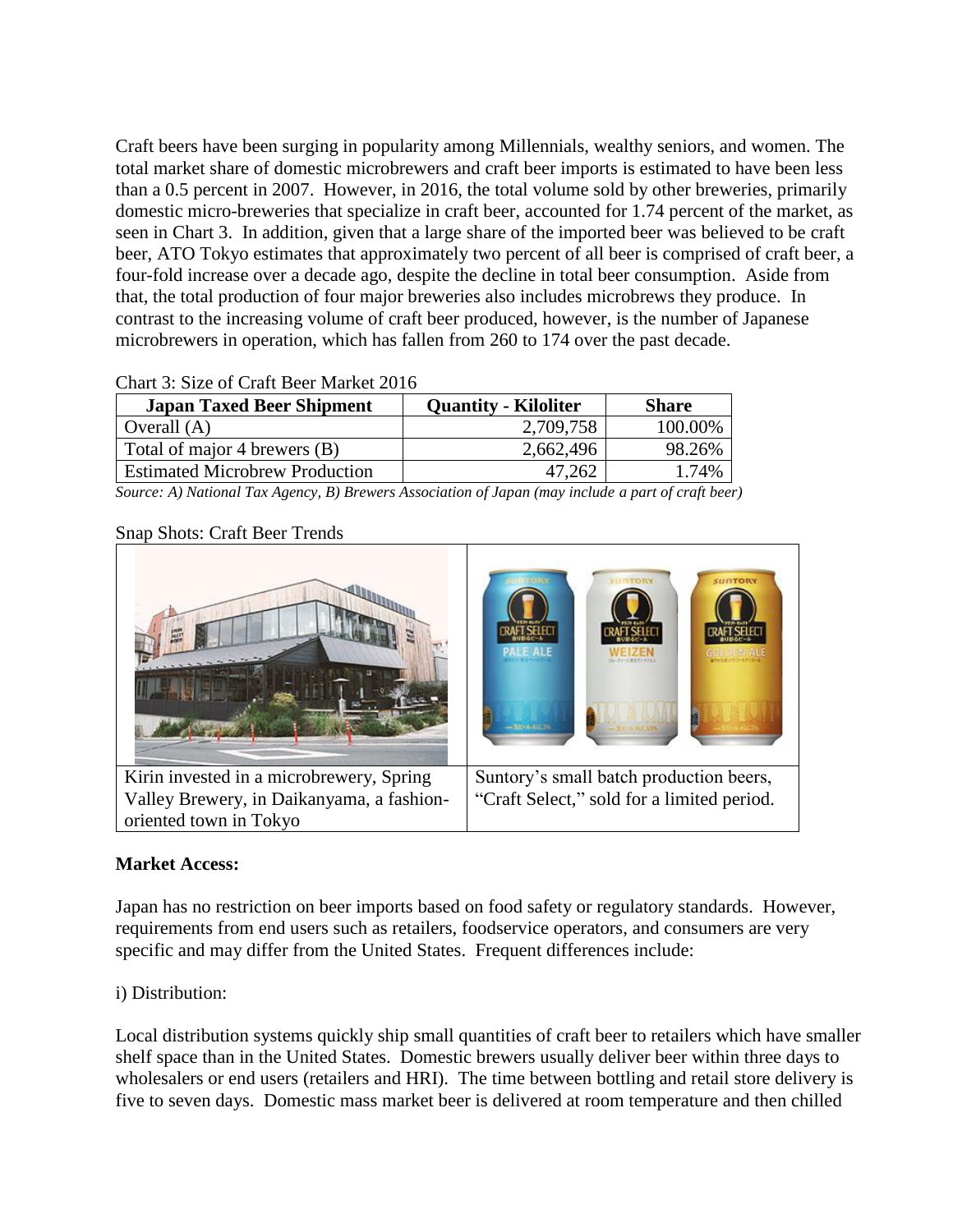Craft beers have been surging in popularity among Millennials, wealthy seniors, and women. The total market share of domestic microbrewers and craft beer imports is estimated to have been less than a 0.5 percent in 2007. However, in 2016, the total volume sold by other breweries, primarily domestic micro-breweries that specialize in craft beer, accounted for 1.74 percent of the market, as seen in Chart 3. In addition, given that a large share of the imported beer was believed to be craft beer, ATO Tokyo estimates that approximately two percent of all beer is comprised of craft beer, a four-fold increase over a decade ago, despite the decline in total beer consumption. Aside from that, the total production of four major breweries also includes microbrews they produce. In contrast to the increasing volume of craft beer produced, however, is the number of Japanese microbrewers in operation, which has fallen from 260 to 174 over the past decade.

Chart 3: Size of Craft Beer Market 2016

| Japan Taxed Beer Shipment | Quantity - Kiloliter | Share |
|---|---|---|
| Overall (A) | 2,709,758 | 100.00% |
| Total of major 4 brewers (B) | 2,662,496 | 98.26% |
| Estimated Microbrew Production | 47,262 | 1.74% |

*Source: A) National Tax Agency, B) Brewers Association of Japan (may include a part of craft beer)*

Snap Shots: Craft Beer Trends

| Kirin invested in a microbrewery, Spring Valley Brewery, in Daikanyama, a fashion-oriented town in Tokyo | Suntory's small batch production beers, "Craft Select," sold for a limited period. |
|---|---|

**Market Access:**

Japan has no restriction on beer imports based on food safety or regulatory standards. However, requirements from end users such as retailers, foodservice operators, and consumers are very specific and may differ from the United States. Frequent differences include:

i) Distribution:

Local distribution systems quickly ship small quantities of craft beer to retailers which have smaller shelf space than in the United States. Domestic brewers usually deliver beer within three days to wholesalers or end users (retailers and HRI). The time between bottling and retail store delivery is five to seven days. Domestic mass market beer is delivered at room temperature and then chilled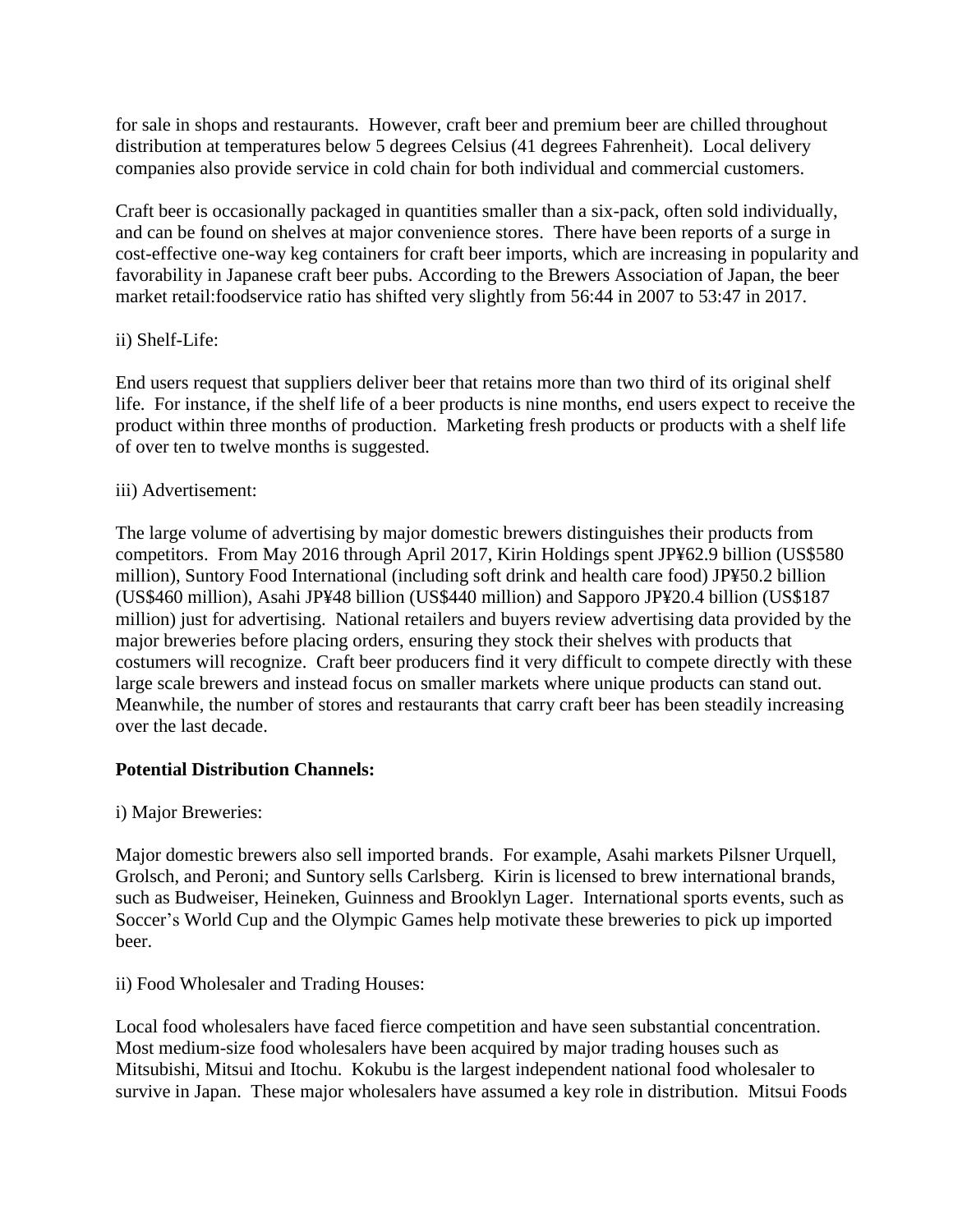for sale in shops and restaurants. However, craft beer and premium beer are chilled throughout distribution at temperatures below 5 degrees Celsius (41 degrees Fahrenheit). Local delivery companies also provide service in cold chain for both individual and commercial customers.

Craft beer is occasionally packaged in quantities smaller than a six-pack, often sold individually, and can be found on shelves at major convenience stores. There have been reports of a surge in cost-effective one-way keg containers for craft beer imports, which are increasing in popularity and favorability in Japanese craft beer pubs. According to the Brewers Association of Japan, the beer market retail:foodservice ratio has shifted very slightly from 56:44 in 2007 to 53:47 in 2017.

ii) Shelf-Life:

End users request that suppliers deliver beer that retains more than two third of its original shelf life. For instance, if the shelf life of a beer products is nine months, end users expect to receive the product within three months of production. Marketing fresh products or products with a shelf life of over ten to twelve months is suggested.

iii) Advertisement:

The large volume of advertising by major domestic brewers distinguishes their products from competitors. From May 2016 through April 2017, Kirin Holdings spent JP¥62.9 billion (US$580 million), Suntory Food International (including soft drink and health care food) JP¥50.2 billion (US$460 million), Asahi JP¥48 billion (US$440 million) and Sapporo JP¥20.4 billion (US$187 million) just for advertising. National retailers and buyers review advertising data provided by the major breweries before placing orders, ensuring they stock their shelves with products that costumers will recognize. Craft beer producers find it very difficult to compete directly with these large scale brewers and instead focus on smaller markets where unique products can stand out. Meanwhile, the number of stores and restaurants that carry craft beer has been steadily increasing over the last decade.

**Potential Distribution Channels:**

i) Major Breweries:

Major domestic brewers also sell imported brands. For example, Asahi markets Pilsner Urquell, Grolsch, and Peroni; and Suntory sells Carlsberg. Kirin is licensed to brew international brands, such as Budweiser, Heineken, Guinness and Brooklyn Lager. International sports events, such as Soccer's World Cup and the Olympic Games help motivate these breweries to pick up imported beer.

ii) Food Wholesaler and Trading Houses:

Local food wholesalers have faced fierce competition and have seen substantial concentration. Most medium-size food wholesalers have been acquired by major trading houses such as Mitsubishi, Mitsui and Itochu. Kokubu is the largest independent national food wholesaler to survive in Japan. These major wholesalers have assumed a key role in distribution. Mitsui Foods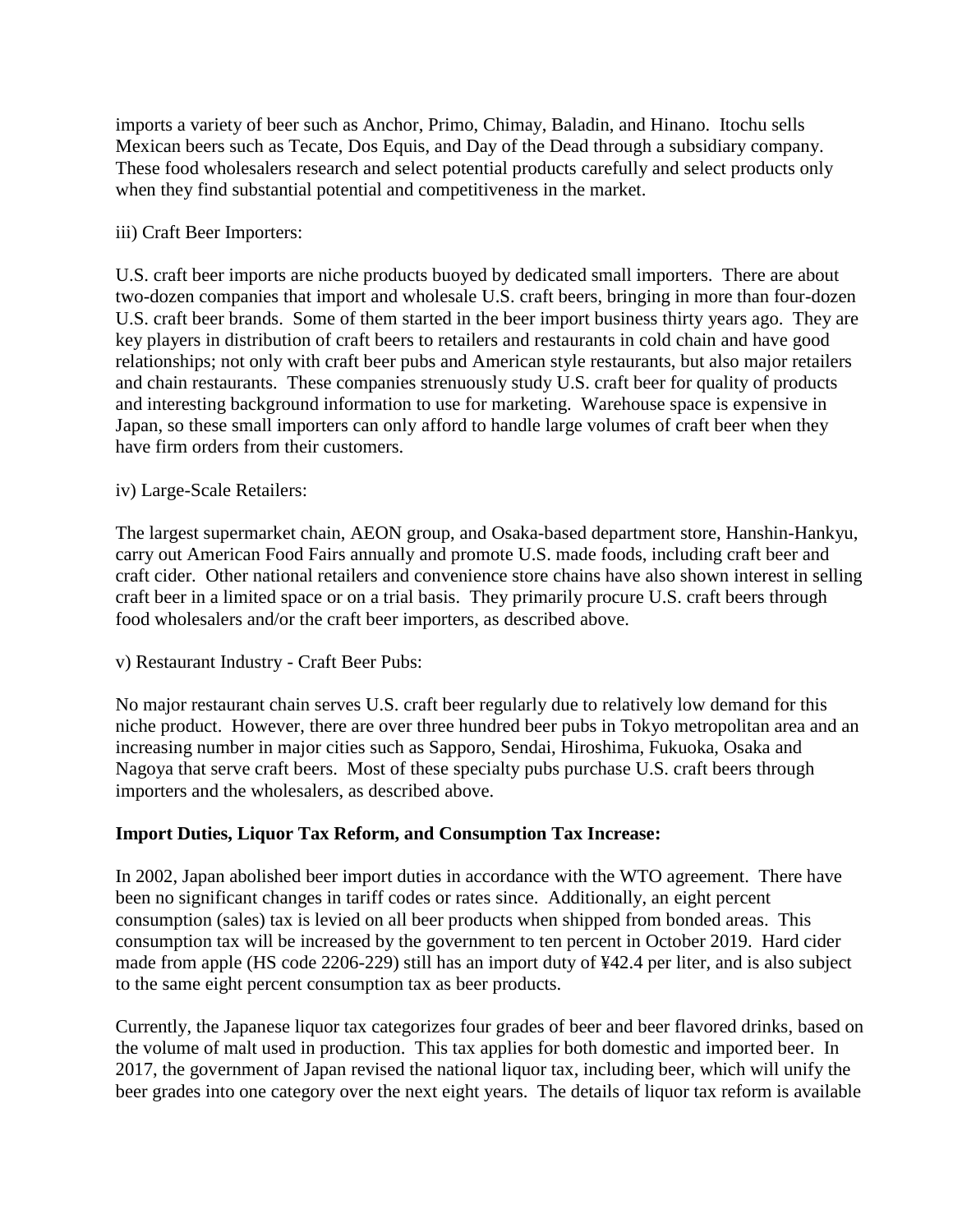imports a variety of beer such as Anchor, Primo, Chimay, Baladin, and Hinano. Itochu sells Mexican beers such as Tecate, Dos Equis, and Day of the Dead through a subsidiary company. These food wholesalers research and select potential products carefully and select products only when they find substantial potential and competitiveness in the market.

iii) Craft Beer Importers:

U.S. craft beer imports are niche products buoyed by dedicated small importers. There are about two-dozen companies that import and wholesale U.S. craft beers, bringing in more than four-dozen U.S. craft beer brands. Some of them started in the beer import business thirty years ago. They are key players in distribution of craft beers to retailers and restaurants in cold chain and have good relationships; not only with craft beer pubs and American style restaurants, but also major retailers and chain restaurants. These companies strenuously study U.S. craft beer for quality of products and interesting background information to use for marketing. Warehouse space is expensive in Japan, so these small importers can only afford to handle large volumes of craft beer when they have firm orders from their customers.

iv) Large-Scale Retailers:

The largest supermarket chain, AEON group, and Osaka-based department store, Hanshin-Hankyu, carry out American Food Fairs annually and promote U.S. made foods, including craft beer and craft cider. Other national retailers and convenience store chains have also shown interest in selling craft beer in a limited space or on a trial basis. They primarily procure U.S. craft beers through food wholesalers and/or the craft beer importers, as described above.

v) Restaurant Industry - Craft Beer Pubs:

No major restaurant chain serves U.S. craft beer regularly due to relatively low demand for this niche product. However, there are over three hundred beer pubs in Tokyo metropolitan area and an increasing number in major cities such as Sapporo, Sendai, Hiroshima, Fukuoka, Osaka and Nagoya that serve craft beers. Most of these specialty pubs purchase U.S. craft beers through importers and the wholesalers, as described above.

**Import Duties, Liquor Tax Reform, and Consumption Tax Increase:**

In 2002, Japan abolished beer import duties in accordance with the WTO agreement. There have been no significant changes in tariff codes or rates since. Additionally, an eight percent consumption (sales) tax is levied on all beer products when shipped from bonded areas. This consumption tax will be increased by the government to ten percent in October 2019. Hard cider made from apple (HS code 2206-229) still has an import duty of ¥42.4 per liter, and is also subject to the same eight percent consumption tax as beer products.

Currently, the Japanese liquor tax categorizes four grades of beer and beer flavored drinks, based on the volume of malt used in production. This tax applies for both domestic and imported beer. In 2017, the government of Japan revised the national liquor tax, including beer, which will unify the beer grades into one category over the next eight years. The details of liquor tax reform is available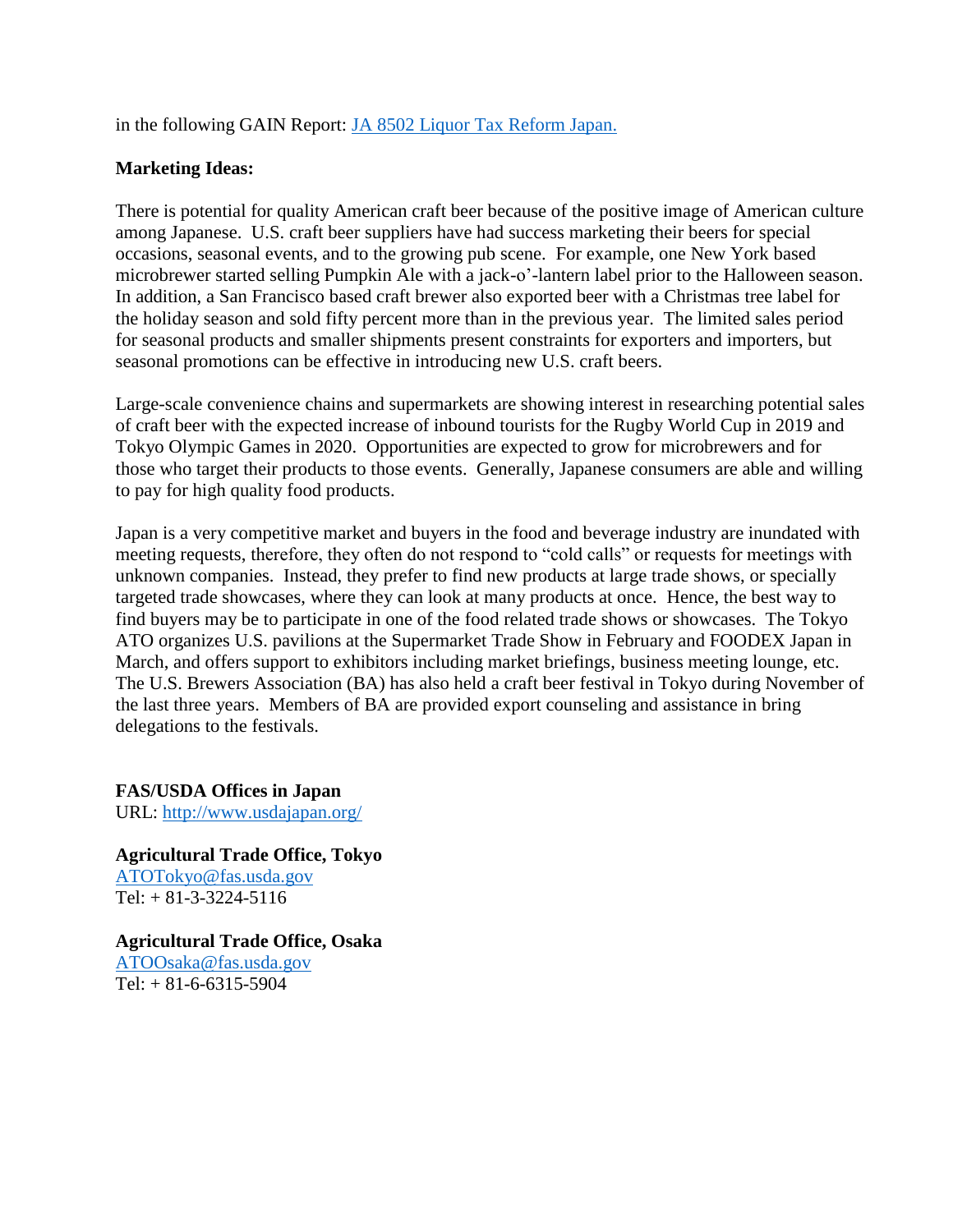in the following GAIN Report: [JA 8502 Liquor Tax Reform Japan.](JA 8502 Liquor Tax Reform Japan.)

**Marketing Ideas:**

There is potential for quality American craft beer because of the positive image of American culture among Japanese. U.S. craft beer suppliers have had success marketing their beers for special occasions, seasonal events, and to the growing pub scene. For example, one New York based microbrewer started selling Pumpkin Ale with a jack-o'-lantern label prior to the Halloween season. In addition, a San Francisco based craft brewer also exported beer with a Christmas tree label for the holiday season and sold fifty percent more than in the previous year. The limited sales period for seasonal products and smaller shipments present constraints for exporters and importers, but seasonal promotions can be effective in introducing new U.S. craft beers.

Large-scale convenience chains and supermarkets are showing interest in researching potential sales of craft beer with the expected increase of inbound tourists for the Rugby World Cup in 2019 and Tokyo Olympic Games in 2020. Opportunities are expected to grow for microbrewers and for those who target their products to those events. Generally, Japanese consumers are able and willing to pay for high quality food products.

Japan is a very competitive market and buyers in the food and beverage industry are inundated with meeting requests, therefore, they often do not respond to "cold calls" or requests for meetings with unknown companies. Instead, they prefer to find new products at large trade shows, or specially targeted trade showcases, where they can look at many products at once. Hence, the best way to find buyers may be to participate in one of the food related trade shows or showcases. The Tokyo ATO organizes U.S. pavilions at the Supermarket Trade Show in February and FOODEX Japan in March, and offers support to exhibitors including market briefings, business meeting lounge, etc. The U.S. Brewers Association (BA) has also held a craft beer festival in Tokyo during November of the last three years. Members of BA are provided export counseling and assistance in bring delegations to the festivals.

**FAS/USDA Offices in Japan**
URL: http://www.usdajapan.org/

**Agricultural Trade Office, Tokyo**
ATOTokyo@fas.usda.gov
Tel: + 81-3-3224-5116

**Agricultural Trade Office, Osaka**
ATOOsaka@fas.usda.gov
Tel: + 81-6-6315-5904